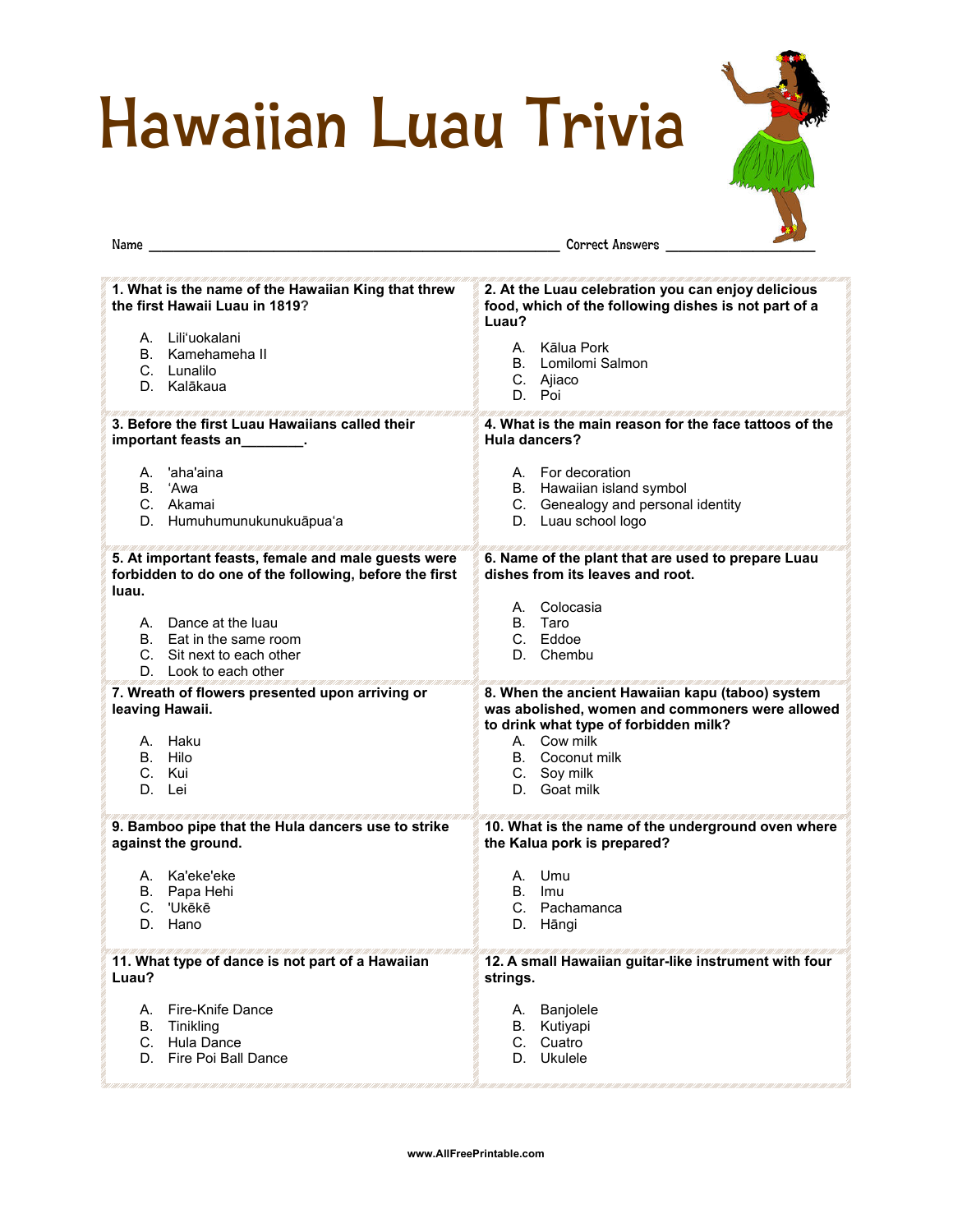# Hawaiian Luau Trivia

Name ____________________________________________ Correct Answers ________________

**1. What is the name of the Hawaiian King that threw the first Hawaii Luau in 1819?**

A. Liliʻuokalani
B. Kamehameha II
C. Lunalilo
D. Kalākaua

**2. At the Luau celebration you can enjoy delicious food, which of the following dishes is not part of a Luau?**

A. Kālua Pork
B. Lomilomi Salmon
C. Ajiaco
D. Poi

**3. Before the first Luau Hawaiians called their important feasts an________.**

A. 'aha'aina
B. ʻAwa
C. Akamai
D. Humuhumunukunukuāpuaʻa

**4. What is the main reason for the face tattoos of the Hula dancers?**

A. For decoration
B. Hawaiian island symbol
C. Genealogy and personal identity
D. Luau school logo

**5. At important feasts, female and male guests were forbidden to do one of the following, before the first luau.**

A. Dance at the luau
B. Eat in the same room
C. Sit next to each other
D. Look to each other

**6. Name of the plant that are used to prepare Luau dishes from its leaves and root.**

A. Colocasia
B. Taro
C. Eddoe
D. Chembu

**7. Wreath of flowers presented upon arriving or leaving Hawaii.**

A. Haku
B. Hilo
C. Kui
D. Lei

**8. When the ancient Hawaiian kapu (taboo) system was abolished, women and commoners were allowed to drink what type of forbidden milk?**

A. Cow milk
B. Coconut milk
C. Soy milk
D. Goat milk

**9. Bamboo pipe that the Hula dancers use to strike against the ground.**

A. Ka'eke'eke
B. Papa Hehi
C. 'Ukēkē
D. Hano

**10. What is the name of the underground oven where the Kalua pork is prepared?**

A. Umu
B. Imu
C. Pachamanca
D. Hāngi

**11. What type of dance is not part of a Hawaiian Luau?**

A. Fire-Knife Dance
B. Tinikling
C. Hula Dance
D. Fire Poi Ball Dance

**12. A small Hawaiian guitar-like instrument with four strings.**

A. Banjolele
B. Kutiyapi
C. Cuatro
D. Ukulele

www.AllFreePrintable.com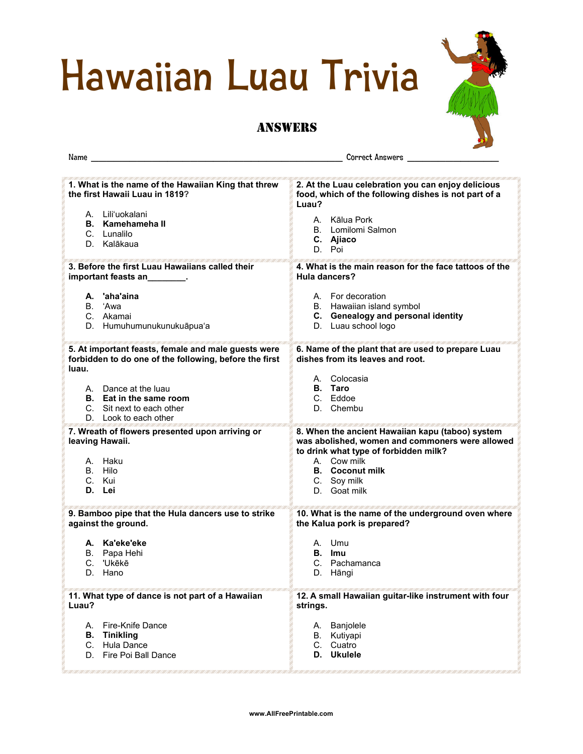# Hawaiian Luau Trivia

## ANSWERS

Name ______________________________ Correct Answers ______________

**1. What is the name of the Hawaiian King that threw the first Hawaii Luau in 1819?**

A. Lili'uokalani
**B. Kamehameha II**
C. Lunalilo
D. Kalākaua

**2. At the Luau celebration you can enjoy delicious food, which of the following dishes is not part of a Luau?**

A. Kālua Pork
B. Lomilomi Salmon
**C. Ajiaco**
D. Poi

**3. Before the first Luau Hawaiians called their important feasts an________.**

**A. 'aha'aina**
B. ʻAwa
C. Akamai
D. Humuhumunukunukuāpuaʻa

**4. What is the main reason for the face tattoos of the Hula dancers?**

A. For decoration
B. Hawaiian island symbol
**C. Genealogy and personal identity**
D. Luau school logo

**5. At important feasts, female and male guests were forbidden to do one of the following, before the first luau.**

A. Dance at the luau
**B. Eat in the same room**
C. Sit next to each other
D. Look to each other

**6. Name of the plant that are used to prepare Luau dishes from its leaves and root.**

A. Colocasia
**B. Taro**
C. Eddoe
D. Chembu

**7. Wreath of flowers presented upon arriving or leaving Hawaii.**

A. Haku
B. Hilo
C. Kui
**D. Lei**

**8. When the ancient Hawaiian kapu (taboo) system was abolished, women and commoners were allowed to drink what type of forbidden milk?**

A. Cow milk
**B. Coconut milk**
C. Soy milk
D. Goat milk

**9. Bamboo pipe that the Hula dancers use to strike against the ground.**

**A. Ka'eke'eke**
B. Papa Hehi
C. 'Ukēkē
D. Hano

**10. What is the name of the underground oven where the Kalua pork is prepared?**

A. Umu
**B. Imu**
C. Pachamanca
D. Hāngi

**11. What type of dance is not part of a Hawaiian Luau?**

A. Fire-Knife Dance
**B. Tinikling**
C. Hula Dance
D. Fire Poi Ball Dance

**12. A small Hawaiian guitar-like instrument with four strings.**

A. Banjolele
B. Kutiyapi
C. Cuatro
**D. Ukulele**

www.AllFreePrintable.com